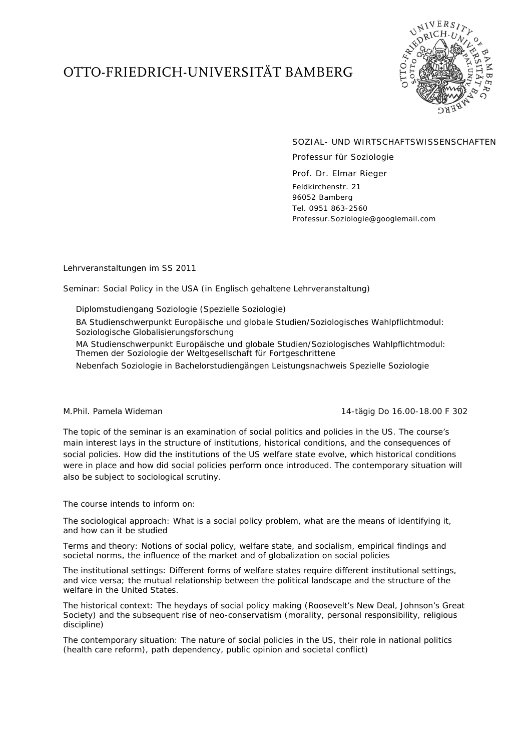# OTTO-FRIEDRICH-UNIVERSITÄT BAMBERG

SOZIAL- UND WIRTSCHAFTSWISSENSCHAFTEN

Professur für Soziologie

Prof. Dr. Elmar Rieger

Feldkirchenstr. 21
96052 Bamberg
Tel. 0951 863-2560
Professur.Soziologie@googlemail.com

Lehrveranstaltungen im SS 2011

Seminar: Social Policy in the USA (in Englisch gehaltene Lehrveranstaltung)

- Diplomstudiengang Soziologie (Spezielle Soziologie)
- BA Studienschwerpunkt Europäische und globale Studien/Soziologisches Wahlpflichtmodul: Soziologische Globalisierungsforschung
- MA Studienschwerpunkt Europäische und globale Studien/Soziologisches Wahlpflichtmodul: Themen der Soziologie der Weltgesellschaft für Fortgeschrittene
- Nebenfach Soziologie in Bachelorstudiengängen Leistungsnachweis Spezielle Soziologie

M.Phil. Pamela Wideman — 14-tägig Do 16.00-18.00 F 302

The topic of the seminar is an examination of social politics and policies in the US. The course's main interest lays in the structure of institutions, historical conditions, and the consequences of social policies. How did the institutions of the US welfare state evolve, which historical conditions were in place and how did social policies perform once introduced. The contemporary situation will also be subject to sociological scrutiny.

The course intends to inform on:

The sociological approach: What is a social policy problem, what are the means of identifying it, and how can it be studied

Terms and theory: Notions of social policy, welfare state, and socialism, empirical findings and societal norms, the influence of the market and of globalization on social policies

The institutional settings: Different forms of welfare states require different institutional settings, and vice versa; the mutual relationship between the political landscape and the structure of the welfare in the United States.

The historical context: The heydays of social policy making (Roosevelt's New Deal, Johnson's Great Society) and the subsequent rise of neo-conservatism (morality, personal responsibility, religious discipline)

The contemporary situation: The nature of social policies in the US, their role in national politics (health care reform), path dependency, public opinion and societal conflict)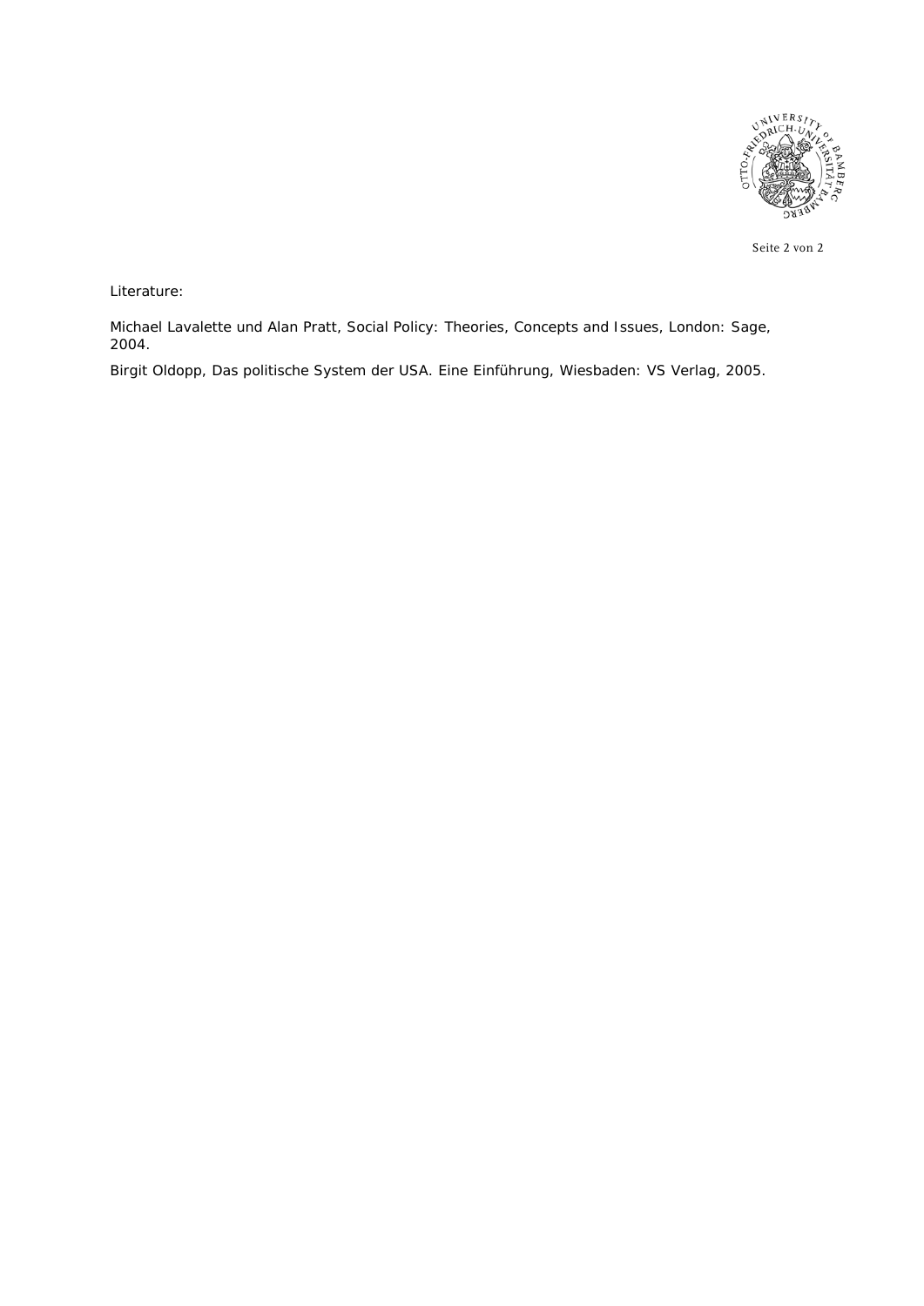Literature:

Michael Lavalette und Alan Pratt, Social Policy: Theories, Concepts and Issues, London: Sage, 2004.

Birgit Oldopp, Das politische System der USA. Eine Einführung, Wiesbaden: VS Verlag, 2005.